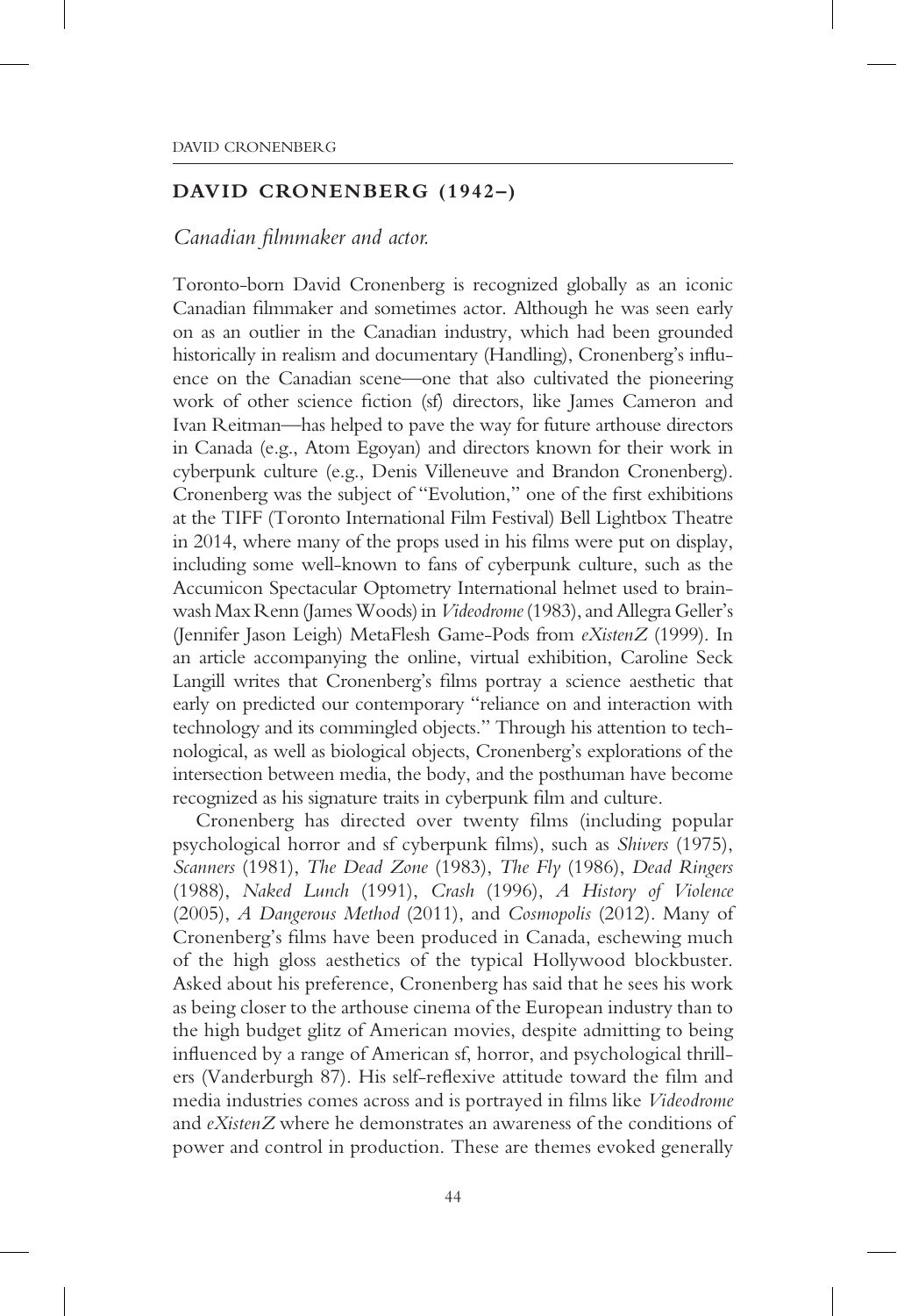## DAVID CRONENBERG (1942–)

*Canadian filmmaker and actor.*

Toronto-born David Cronenberg is recognized globally as an iconic Canadian filmmaker and sometimes actor. Although he was seen early on as an outlier in the Canadian industry, which had been grounded historically in realism and documentary (Handling), Cronenberg's influence on the Canadian scene—one that also cultivated the pioneering work of other science fiction (sf) directors, like James Cameron and Ivan Reitman—has helped to pave the way for future arthouse directors in Canada (e.g., Atom Egoyan) and directors known for their work in cyberpunk culture (e.g., Denis Villeneuve and Brandon Cronenberg). Cronenberg was the subject of "Evolution," one of the first exhibitions at the TIFF (Toronto International Film Festival) Bell Lightbox Theatre in 2014, where many of the props used in his films were put on display, including some well-known to fans of cyberpunk culture, such as the Accumicon Spectacular Optometry International helmet used to brainwash Max Renn (James Woods) in *Videodrome* (1983), and Allegra Geller's (Jennifer Jason Leigh) MetaFlesh Game-Pods from *eXistenZ* (1999). In an article accompanying the online, virtual exhibition, Caroline Seck Langill writes that Cronenberg's films portray a science aesthetic that early on predicted our contemporary "reliance on and interaction with technology and its commingled objects." Through his attention to technological, as well as biological objects, Cronenberg's explorations of the intersection between media, the body, and the posthuman have become recognized as his signature traits in cyberpunk film and culture.

Cronenberg has directed over twenty films (including popular psychological horror and sf cyberpunk films), such as *Shivers* (1975), *Scanners* (1981), *The Dead Zone* (1983), *The Fly* (1986), *Dead Ringers* (1988), *Naked Lunch* (1991), *Crash* (1996), *A History of Violence* (2005), *A Dangerous Method* (2011), and *Cosmopolis* (2012). Many of Cronenberg's films have been produced in Canada, eschewing much of the high gloss aesthetics of the typical Hollywood blockbuster. Asked about his preference, Cronenberg has said that he sees his work as being closer to the arthouse cinema of the European industry than to the high budget glitz of American movies, despite admitting to being influenced by a range of American sf, horror, and psychological thrillers (Vanderburgh 87). His self-reflexive attitude toward the film and media industries comes across and is portrayed in films like *Videodrome* and *eXistenZ* where he demonstrates an awareness of the conditions of power and control in production. These are themes evoked generally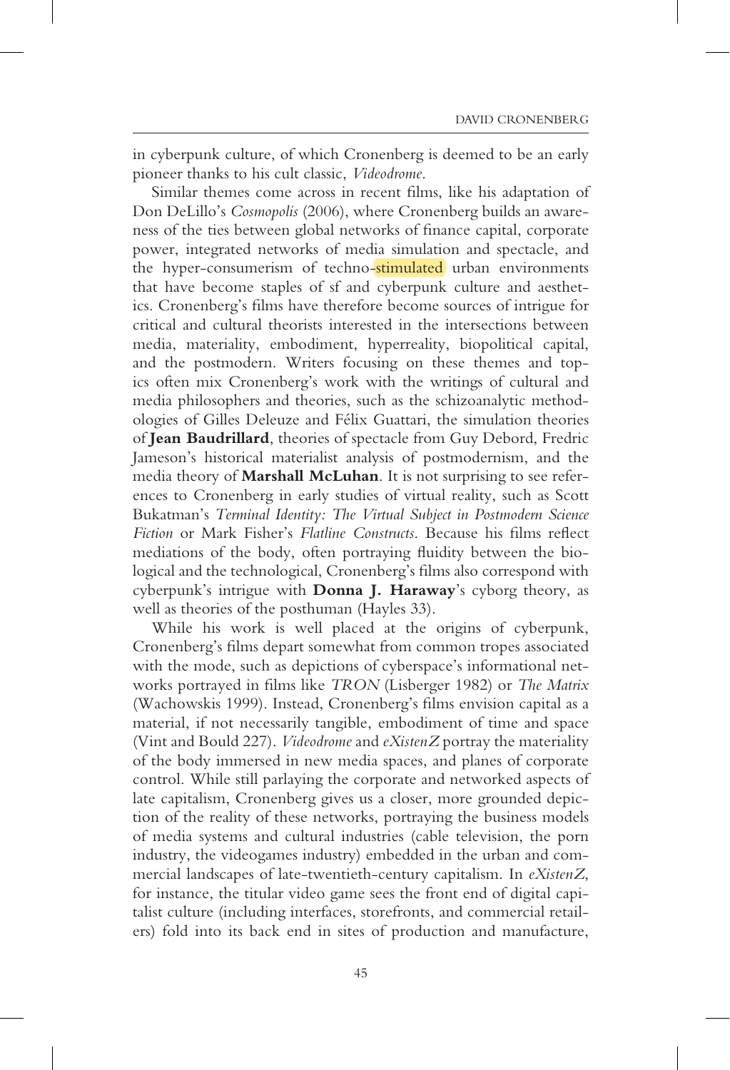in cyberpunk culture, of which Cronenberg is deemed to be an early pioneer thanks to his cult classic, *Videodrome*.

Similar themes come across in recent films, like his adaptation of Don DeLillo's *Cosmopolis* (2006), where Cronenberg builds an awareness of the ties between global networks of finance capital, corporate power, integrated networks of media simulation and spectacle, and the hyper-consumerism of techno-stimulated urban environments that have become staples of sf and cyberpunk culture and aesthetics. Cronenberg's films have therefore become sources of intrigue for critical and cultural theorists interested in the intersections between media, materiality, embodiment, hyperreality, biopolitical capital, and the postmodern. Writers focusing on these themes and topics often mix Cronenberg's work with the writings of cultural and media philosophers and theories, such as the schizoanalytic methodologies of Gilles Deleuze and Félix Guattari, the simulation theories of **Jean Baudrillard**, theories of spectacle from Guy Debord, Fredric Jameson's historical materialist analysis of postmodernism, and the media theory of **Marshall McLuhan**. It is not surprising to see references to Cronenberg in early studies of virtual reality, such as Scott Bukatman's *Terminal Identity: The Virtual Subject in Postmodern Science Fiction* or Mark Fisher's *Flatline Constructs*. Because his films reflect mediations of the body, often portraying fluidity between the biological and the technological, Cronenberg's films also correspond with cyberpunk's intrigue with **Donna J. Haraway**'s cyborg theory, as well as theories of the posthuman (Hayles 33).

While his work is well placed at the origins of cyberpunk, Cronenberg's films depart somewhat from common tropes associated with the mode, such as depictions of cyberspace's informational networks portrayed in films like *TRON* (Lisberger 1982) or *The Matrix* (Wachowskis 1999). Instead, Cronenberg's films envision capital as a material, if not necessarily tangible, embodiment of time and space (Vint and Bould 227). *Videodrome* and *eXistenZ* portray the materiality of the body immersed in new media spaces, and planes of corporate control. While still parlaying the corporate and networked aspects of late capitalism, Cronenberg gives us a closer, more grounded depiction of the reality of these networks, portraying the business models of media systems and cultural industries (cable television, the porn industry, the videogames industry) embedded in the urban and commercial landscapes of late-twentieth-century capitalism. In *eXistenZ*, for instance, the titular video game sees the front end of digital capitalist culture (including interfaces, storefronts, and commercial retailers) fold into its back end in sites of production and manufacture,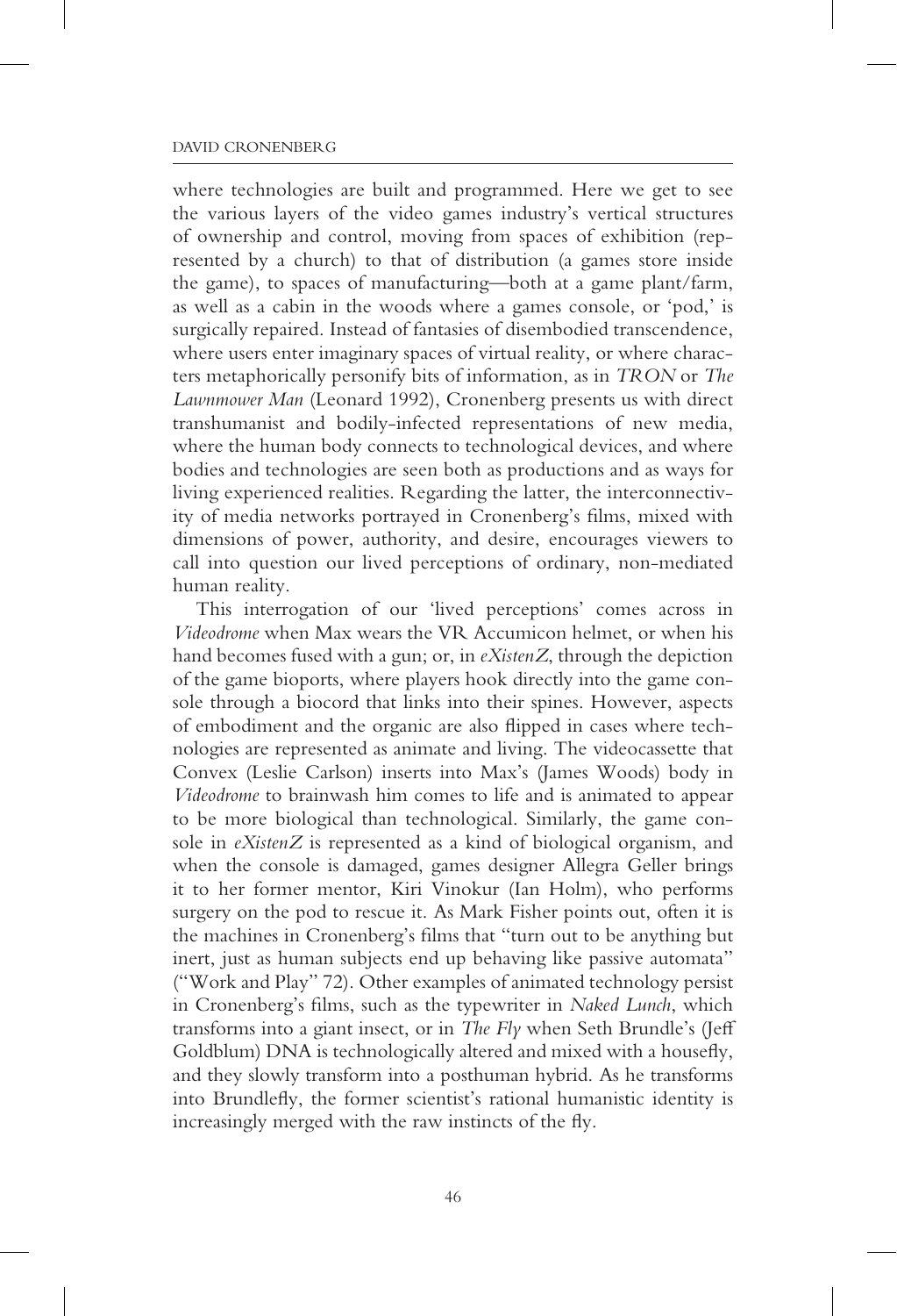where technologies are built and programmed. Here we get to see the various layers of the video games industry's vertical structures of ownership and control, moving from spaces of exhibition (represented by a church) to that of distribution (a games store inside the game), to spaces of manufacturing—both at a game plant/farm, as well as a cabin in the woods where a games console, or 'pod,' is surgically repaired. Instead of fantasies of disembodied transcendence, where users enter imaginary spaces of virtual reality, or where characters metaphorically personify bits of information, as in *TRON* or *The Lawnmower Man* (Leonard 1992), Cronenberg presents us with direct transhumanist and bodily-infected representations of new media, where the human body connects to technological devices, and where bodies and technologies are seen both as productions and as ways for living experienced realities. Regarding the latter, the interconnectivity of media networks portrayed in Cronenberg's films, mixed with dimensions of power, authority, and desire, encourages viewers to call into question our lived perceptions of ordinary, non-mediated human reality.

This interrogation of our 'lived perceptions' comes across in *Videodrome* when Max wears the VR Accumicon helmet, or when his hand becomes fused with a gun; or, in *eXistenZ*, through the depiction of the game bioports, where players hook directly into the game console through a biocord that links into their spines. However, aspects of embodiment and the organic are also flipped in cases where technologies are represented as animate and living. The videocassette that Convex (Leslie Carlson) inserts into Max's (James Woods) body in *Videodrome* to brainwash him comes to life and is animated to appear to be more biological than technological. Similarly, the game console in *eXistenZ* is represented as a kind of biological organism, and when the console is damaged, games designer Allegra Geller brings it to her former mentor, Kiri Vinokur (Ian Holm), who performs surgery on the pod to rescue it. As Mark Fisher points out, often it is the machines in Cronenberg's films that "turn out to be anything but inert, just as human subjects end up behaving like passive automata" ("Work and Play" 72). Other examples of animated technology persist in Cronenberg's films, such as the typewriter in *Naked Lunch*, which transforms into a giant insect, or in *The Fly* when Seth Brundle's (Jeff Goldblum) DNA is technologically altered and mixed with a housefly, and they slowly transform into a posthuman hybrid. As he transforms into Brundlefly, the former scientist's rational humanistic identity is increasingly merged with the raw instincts of the fly.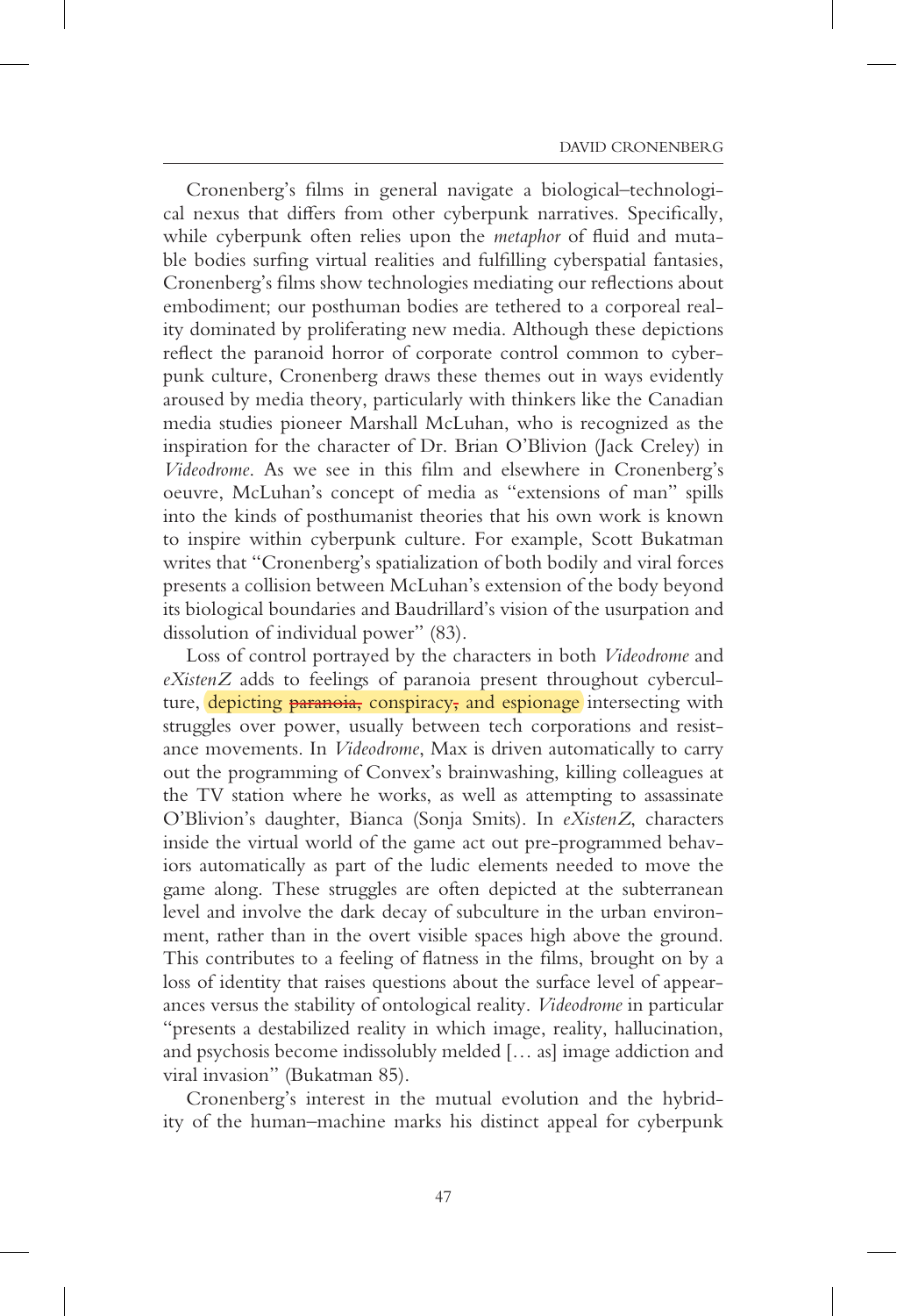Cronenberg's films in general navigate a biological–technological nexus that differs from other cyberpunk narratives. Specifically, while cyberpunk often relies upon the *metaphor* of fluid and mutable bodies surfing virtual realities and fulfilling cyberspatial fantasies, Cronenberg's films show technologies mediating our reflections about embodiment; our posthuman bodies are tethered to a corporeal reality dominated by proliferating new media. Although these depictions reflect the paranoid horror of corporate control common to cyberpunk culture, Cronenberg draws these themes out in ways evidently aroused by media theory, particularly with thinkers like the Canadian media studies pioneer Marshall McLuhan, who is recognized as the inspiration for the character of Dr. Brian O'Blivion (Jack Creley) in *Videodrome*. As we see in this film and elsewhere in Cronenberg's oeuvre, McLuhan's concept of media as "extensions of man" spills into the kinds of posthumanist theories that his own work is known to inspire within cyberpunk culture. For example, Scott Bukatman writes that "Cronenberg's spatialization of both bodily and viral forces presents a collision between McLuhan's extension of the body beyond its biological boundaries and Baudrillard's vision of the usurpation and dissolution of individual power" (83).

Loss of control portrayed by the characters in both *Videodrome* and *eXistenZ* adds to feelings of paranoia present throughout cyberculture, depicting ~~paranoia,~~ conspiracy~~,~~ and espionage intersecting with struggles over power, usually between tech corporations and resistance movements. In *Videodrome*, Max is driven automatically to carry out the programming of Convex's brainwashing, killing colleagues at the TV station where he works, as well as attempting to assassinate O'Blivion's daughter, Bianca (Sonja Smits). In *eXistenZ*, characters inside the virtual world of the game act out pre-programmed behaviors automatically as part of the ludic elements needed to move the game along. These struggles are often depicted at the subterranean level and involve the dark decay of subculture in the urban environment, rather than in the overt visible spaces high above the ground. This contributes to a feeling of flatness in the films, brought on by a loss of identity that raises questions about the surface level of appearances versus the stability of ontological reality. *Videodrome* in particular "presents a destabilized reality in which image, reality, hallucination, and psychosis become indissolubly melded [… as] image addiction and viral invasion" (Bukatman 85).

Cronenberg's interest in the mutual evolution and the hybridity of the human–machine marks his distinct appeal for cyberpunk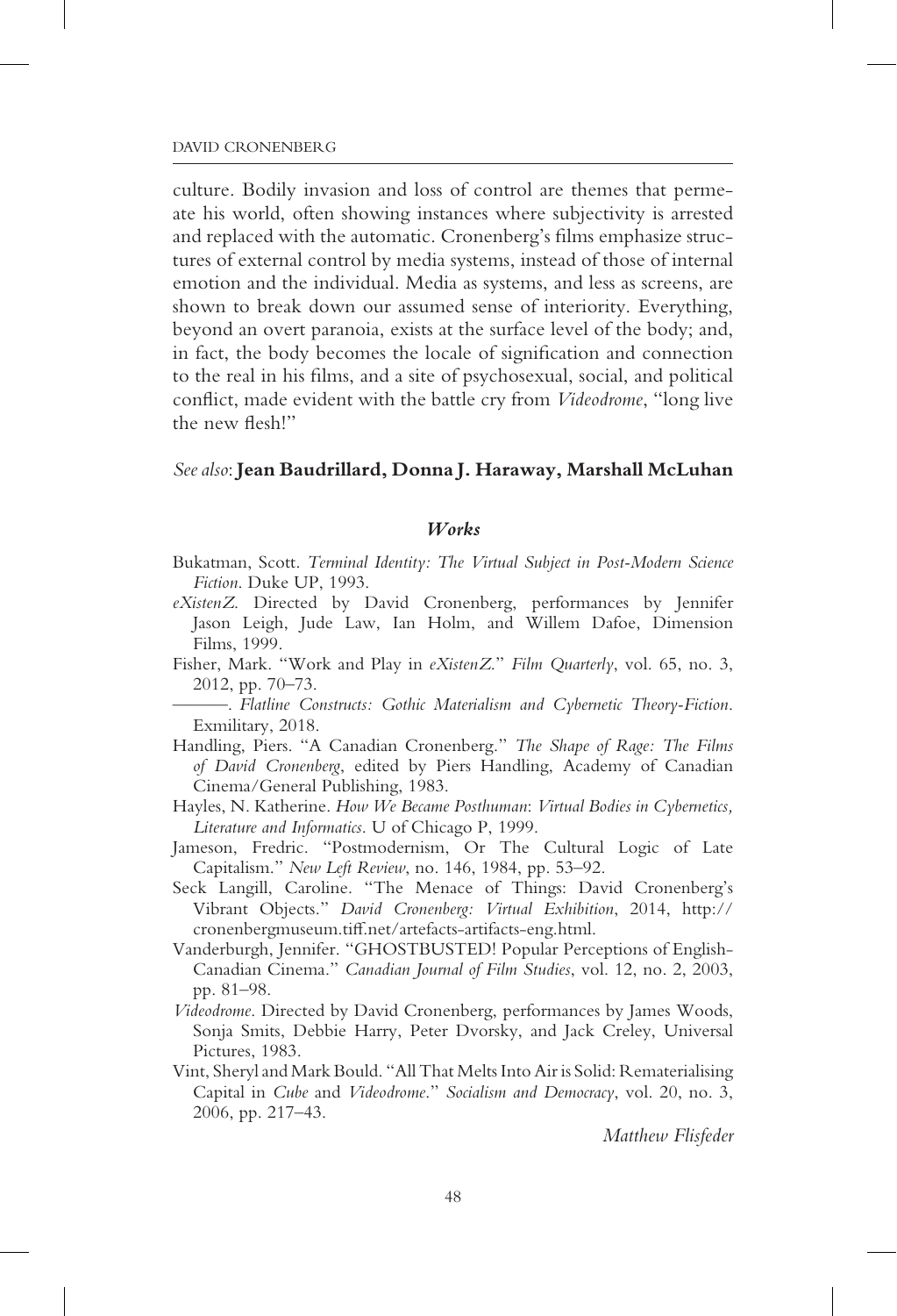culture. Bodily invasion and loss of control are themes that permeate his world, often showing instances where subjectivity is arrested and replaced with the automatic. Cronenberg's films emphasize structures of external control by media systems, instead of those of internal emotion and the individual. Media as systems, and less as screens, are shown to break down our assumed sense of interiority. Everything, beyond an overt paranoia, exists at the surface level of the body; and, in fact, the body becomes the locale of signification and connection to the real in his films, and a site of psychosexual, social, and political conflict, made evident with the battle cry from *Videodrome*, "long live the new flesh!"

*See also*: **Jean Baudrillard, Donna J. Haraway, Marshall McLuhan**

### *Works*

Bukatman, Scott. *Terminal Identity: The Virtual Subject in Post-Modern Science Fiction*. Duke UP, 1993.

*eXistenZ*. Directed by David Cronenberg, performances by Jennifer Jason Leigh, Jude Law, Ian Holm, and Willem Dafoe, Dimension Films, 1999.

Fisher, Mark. "Work and Play in *eXistenZ*." *Film Quarterly*, vol. 65, no. 3, 2012, pp. 70–73.

———. *Flatline Constructs: Gothic Materialism and Cybernetic Theory-Fiction*. Exmilitary, 2018.

Handling, Piers. "A Canadian Cronenberg." *The Shape of Rage: The Films of David Cronenberg*, edited by Piers Handling, Academy of Canadian Cinema/General Publishing, 1983.

Hayles, N. Katherine. *How We Became Posthuman: Virtual Bodies in Cybernetics, Literature and Informatics*. U of Chicago P, 1999.

Jameson, Fredric. "Postmodernism, Or The Cultural Logic of Late Capitalism." *New Left Review*, no. 146, 1984, pp. 53–92.

Seck Langill, Caroline. "The Menace of Things: David Cronenberg's Vibrant Objects." *David Cronenberg: Virtual Exhibition*, 2014, http://cronenbergmuseum.tiff.net/artefacts-artifacts-eng.html.

Vanderburgh, Jennifer. "GHOSTBUSTED! Popular Perceptions of English-Canadian Cinema." *Canadian Journal of Film Studies*, vol. 12, no. 2, 2003, pp. 81–98.

*Videodrome*. Directed by David Cronenberg, performances by James Woods, Sonja Smits, Debbie Harry, Peter Dvorsky, and Jack Creley, Universal Pictures, 1983.

Vint, Sheryl and Mark Bould. "All That Melts Into Air is Solid: Rematerialising Capital in *Cube* and *Videodrome*." *Socialism and Democracy*, vol. 20, no. 3, 2006, pp. 217–43.

*Matthew Flisfeder*